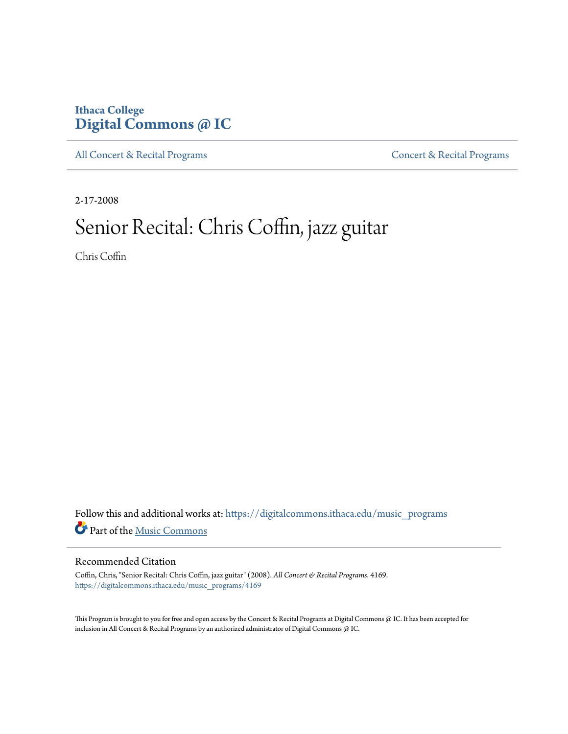Ithaca College
**Digital Commons @ IC**

All Concert & Recital Programs | Concert & Recital Programs

2-17-2008

# Senior Recital: Chris Coffin, jazz guitar

Chris Coffin

Follow this and additional works at: https://digitalcommons.ithaca.edu/music_programs

Part of the Music Commons

## Recommended Citation

Coffin, Chris, "Senior Recital: Chris Coffin, jazz guitar" (2008). *All Concert & Recital Programs*. 4169.
https://digitalcommons.ithaca.edu/music_programs/4169

This Program is brought to you for free and open access by the Concert & Recital Programs at Digital Commons @ IC. It has been accepted for inclusion in All Concert & Recital Programs by an authorized administrator of Digital Commons @ IC.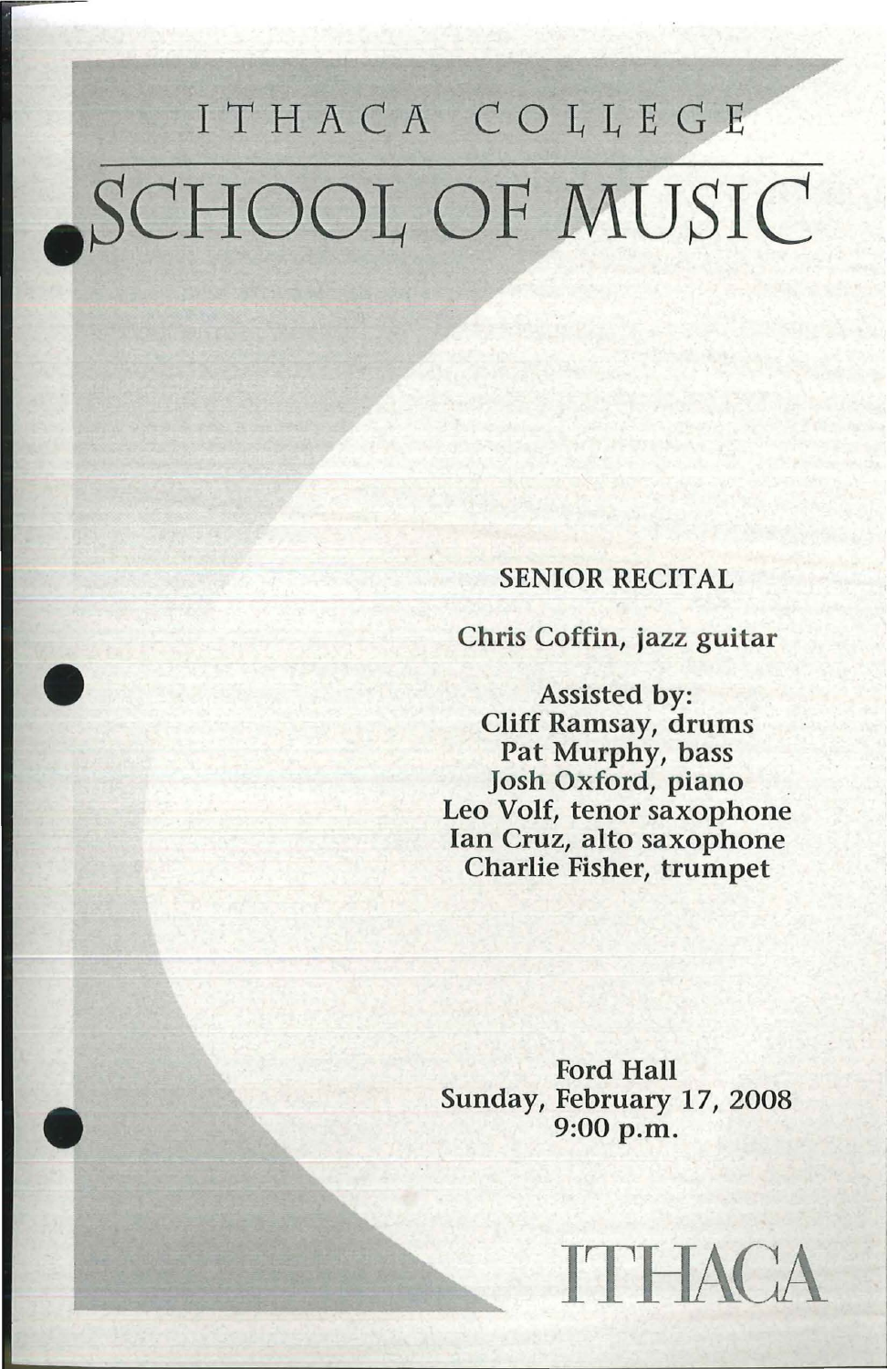# ITHACA COLLEGE

# SCHOOL OF MUSIC

## SENIOR RECITAL

**Chris Coffin, jazz guitar**

**Assisted by:**
**Cliff Ramsay, drums**
**Pat Murphy, bass**
**Josh Oxford, piano**
**Leo Volf, tenor saxophone**
**Ian Cruz, alto saxophone**
**Charlie Fisher, trumpet**

**Ford Hall**
**Sunday, February 17, 2008**
**9:00 p.m.**

ITHACA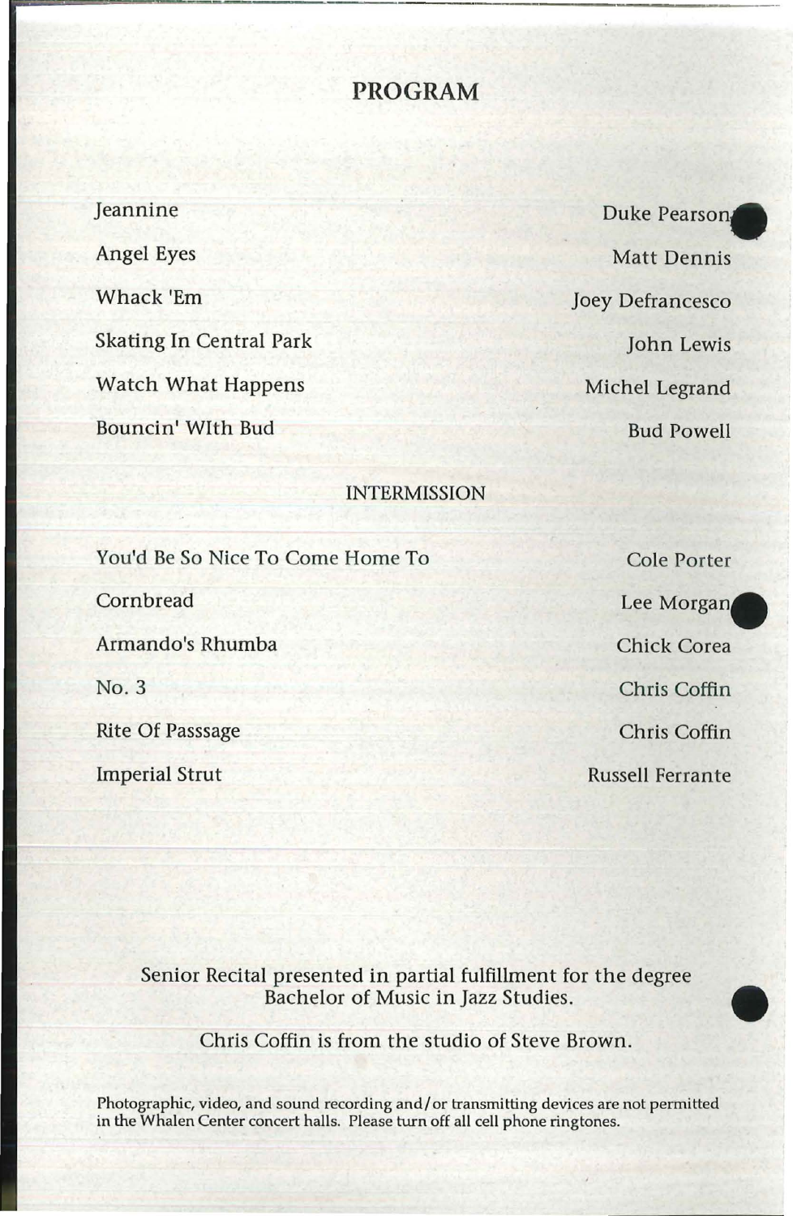# PROGRAM

| | |
|---|---|
| Jeannine | Duke Pearson |
| Angel Eyes | Matt Dennis |
| Whack 'Em | Joey Defrancesco |
| Skating In Central Park | John Lewis |
| Watch What Happens | Michel Legrand |
| Bouncin' WIth Bud | Bud Powell |

INTERMISSION

| | |
|---|---|
| You'd Be So Nice To Come Home To | Cole Porter |
| Cornbread | Lee Morgan |
| Armando's Rhumba | Chick Corea |
| No. 3 | Chris Coffin |
| Rite Of Passsage | Chris Coffin |
| Imperial Strut | Russell Ferrante |

Senior Recital presented in partial fulfillment for the degree Bachelor of Music in Jazz Studies.

Chris Coffin is from the studio of Steve Brown.

Photographic, video, and sound recording and/or transmitting devices are not permitted in the Whalen Center concert halls. Please turn off all cell phone ringtones.